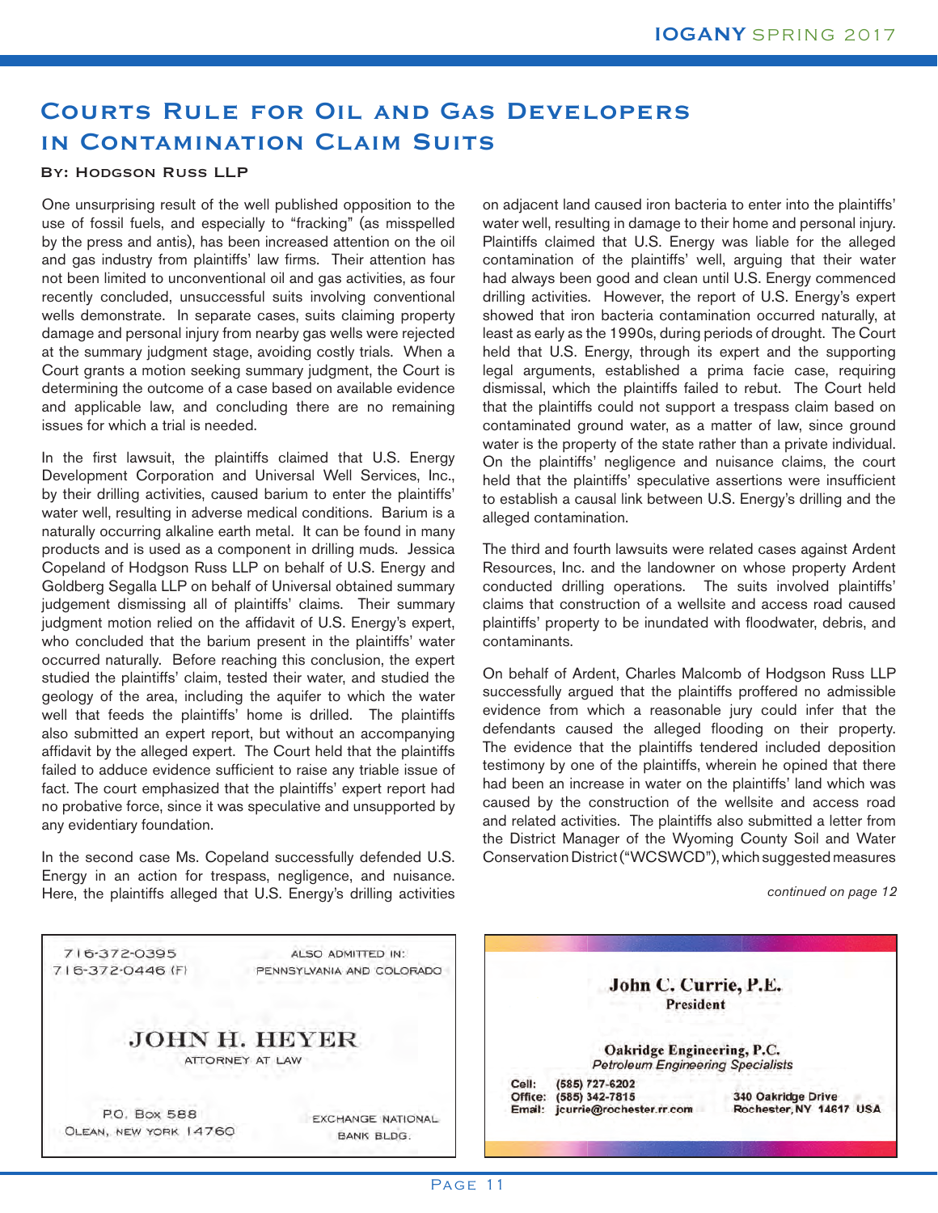# Courts Rule for Oil and Gas Developers in Contamination Claim Suits

**By: Hodgson Russ LLP**

One unsurprising result of the well published opposition to the use of fossil fuels, and especially to "fracking" (as misspelled by the press and antis), has been increased attention on the oil and gas industry from plaintiffs' law firms. Their attention has not been limited to unconventional oil and gas activities, as four recently concluded, unsuccessful suits involving conventional wells demonstrate. In separate cases, suits claiming property damage and personal injury from nearby gas wells were rejected at the summary judgment stage, avoiding costly trials. When a Court grants a motion seeking summary judgment, the Court is determining the outcome of a case based on available evidence and applicable law, and concluding there are no remaining issues for which a trial is needed.

In the first lawsuit, the plaintiffs claimed that U.S. Energy Development Corporation and Universal Well Services, Inc., by their drilling activities, caused barium to enter the plaintiffs' water well, resulting in adverse medical conditions. Barium is a naturally occurring alkaline earth metal. It can be found in many products and is used as a component in drilling muds. Jessica Copeland of Hodgson Russ LLP on behalf of U.S. Energy and Goldberg Segalla LLP on behalf of Universal obtained summary judgement dismissing all of plaintiffs' claims. Their summary judgment motion relied on the affidavit of U.S. Energy's expert, who concluded that the barium present in the plaintiffs' water occurred naturally. Before reaching this conclusion, the expert studied the plaintiffs' claim, tested their water, and studied the geology of the area, including the aquifer to which the water well that feeds the plaintiffs' home is drilled. The plaintiffs also submitted an expert report, but without an accompanying affidavit by the alleged expert. The Court held that the plaintiffs failed to adduce evidence sufficient to raise any triable issue of fact. The court emphasized that the plaintiffs' expert report had no probative force, since it was speculative and unsupported by any evidentiary foundation.

In the second case Ms. Copeland successfully defended U.S. Energy in an action for trespass, negligence, and nuisance. Here, the plaintiffs alleged that U.S. Energy's drilling activities on adjacent land caused iron bacteria to enter into the plaintiffs' water well, resulting in damage to their home and personal injury. Plaintiffs claimed that U.S. Energy was liable for the alleged contamination of the plaintiffs' well, arguing that their water had always been good and clean until U.S. Energy commenced drilling activities. However, the report of U.S. Energy's expert showed that iron bacteria contamination occurred naturally, at least as early as the 1990s, during periods of drought. The Court held that U.S. Energy, through its expert and the supporting legal arguments, established a prima facie case, requiring dismissal, which the plaintiffs failed to rebut. The Court held that the plaintiffs could not support a trespass claim based on contaminated ground water, as a matter of law, since ground water is the property of the state rather than a private individual. On the plaintiffs' negligence and nuisance claims, the court held that the plaintiffs' speculative assertions were insufficient to establish a causal link between U.S. Energy's drilling and the alleged contamination.

The third and fourth lawsuits were related cases against Ardent Resources, Inc. and the landowner on whose property Ardent conducted drilling operations. The suits involved plaintiffs' claims that construction of a wellsite and access road caused plaintiffs' property to be inundated with floodwater, debris, and contaminants.

On behalf of Ardent, Charles Malcomb of Hodgson Russ LLP successfully argued that the plaintiffs proffered no admissible evidence from which a reasonable jury could infer that the defendants caused the alleged flooding on their property. The evidence that the plaintiffs tendered included deposition testimony by one of the plaintiffs, wherein he opined that there had been an increase in water on the plaintiffs' land which was caused by the construction of the wellsite and access road and related activities. The plaintiffs also submitted a letter from the District Manager of the Wyoming County Soil and Water Conservation District ("WCSWCD"), which suggested measures

*continued on page 12*

---

716-372-0395
716-372-0446 (F)

ALSO ADMITTED IN:
PENNSYLVANIA AND COLORADO

**JOHN H. HEYER**
ATTORNEY AT LAW

P.O. Box 588
Olean, New York 14760

EXCHANGE NATIONAL BANK BLDG.

---

**John C. Currie, P.E.**
**President**

**Oakridge Engineering, P.C.**
*Petroleum Engineering Specialists*

Cell: (585) 727-6202
Office: (585) 342-7815
Email: jcurrie@rochester.rr.com

340 Oakridge Drive
Rochester, NY 14617 USA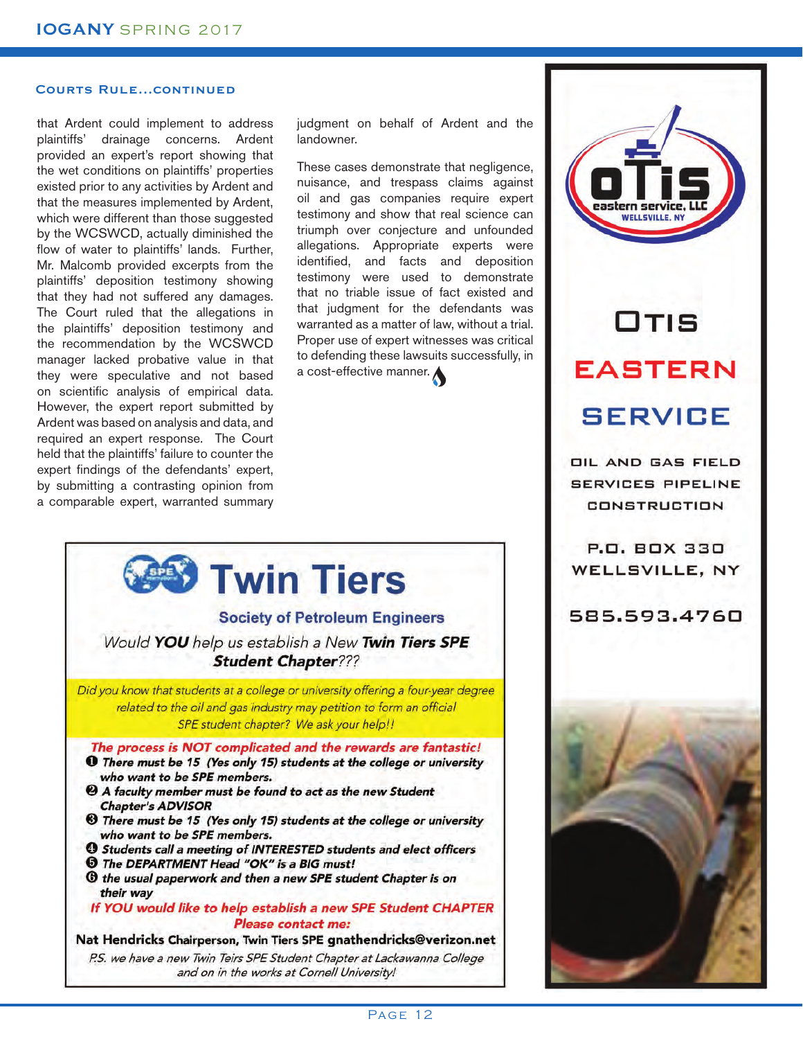### Courts Rule...continued

that Ardent could implement to address plaintiffs' drainage concerns. Ardent provided an expert's report showing that the wet conditions on plaintiffs' properties existed prior to any activities by Ardent and that the measures implemented by Ardent, which were different than those suggested by the WCSWCD, actually diminished the flow of water to plaintiffs' lands. Further, Mr. Malcomb provided excerpts from the plaintiffs' deposition testimony showing that they had not suffered any damages. The Court ruled that the allegations in the plaintiffs' deposition testimony and the recommendation by the WCSWCD manager lacked probative value in that they were speculative and not based on scientific analysis of empirical data. However, the expert report submitted by Ardent was based on analysis and data, and required an expert response. The Court held that the plaintiffs' failure to counter the expert findings of the defendants' expert, by submitting a contrasting opinion from a comparable expert, warranted summary judgment on behalf of Ardent and the landowner.

These cases demonstrate that negligence, nuisance, and trespass claims against oil and gas companies require expert testimony and show that real science can triumph over conjecture and unfounded allegations. Appropriate experts were identified, and facts and deposition testimony were used to demonstrate that no triable issue of fact existed and that judgment for the defendants was warranted as a matter of law, without a trial. Proper use of expert witnesses was critical to defending these lawsuits successfully, in a cost-effective manner.

---

# Twin Tiers

**Society of Petroleum Engineers**

*Would **YOU** help us establish a New **Twin Tiers SPE Student Chapter**???*

*Did you know that students at a college or university offering a four-year degree related to the oil and gas industry may petition to form an official SPE student chapter? We ask your help!!*

***The process is NOT complicated and the rewards are fantastic!***

1. ***There must be 15 (Yes only 15) students at the college or university who want to be SPE members.***
2. ***A faculty member must be found to act as the new Student Chapter's ADVISOR***
3. ***There must be 15 (Yes only 15) students at the college or university who want to be SPE members.***
4. ***Students call a meeting of INTERESTED students and elect officers***
5. ***The DEPARTMENT Head "OK" is a BIG must!***
6. ***the usual paperwork and then a new SPE student Chapter is on their way***

***If YOU would like to help establish a new SPE Student CHAPTER Please contact me:***

**Nat Hendricks Chairperson, Twin Tiers SPE gnathendricks@verizon.net**

*P.S. we have a new Twin Teirs SPE Student Chapter at Lackawanna College and on in the works at Cornell University!*

---

**OTIS eastern service, LLC**
WELLSVILLE, NY

# OTIS EASTERN SERVICE

OIL AND GAS FIELD SERVICES PIPELINE CONSTRUCTION

P.O. BOX 330
WELLSVILLE, NY

585.593.4760